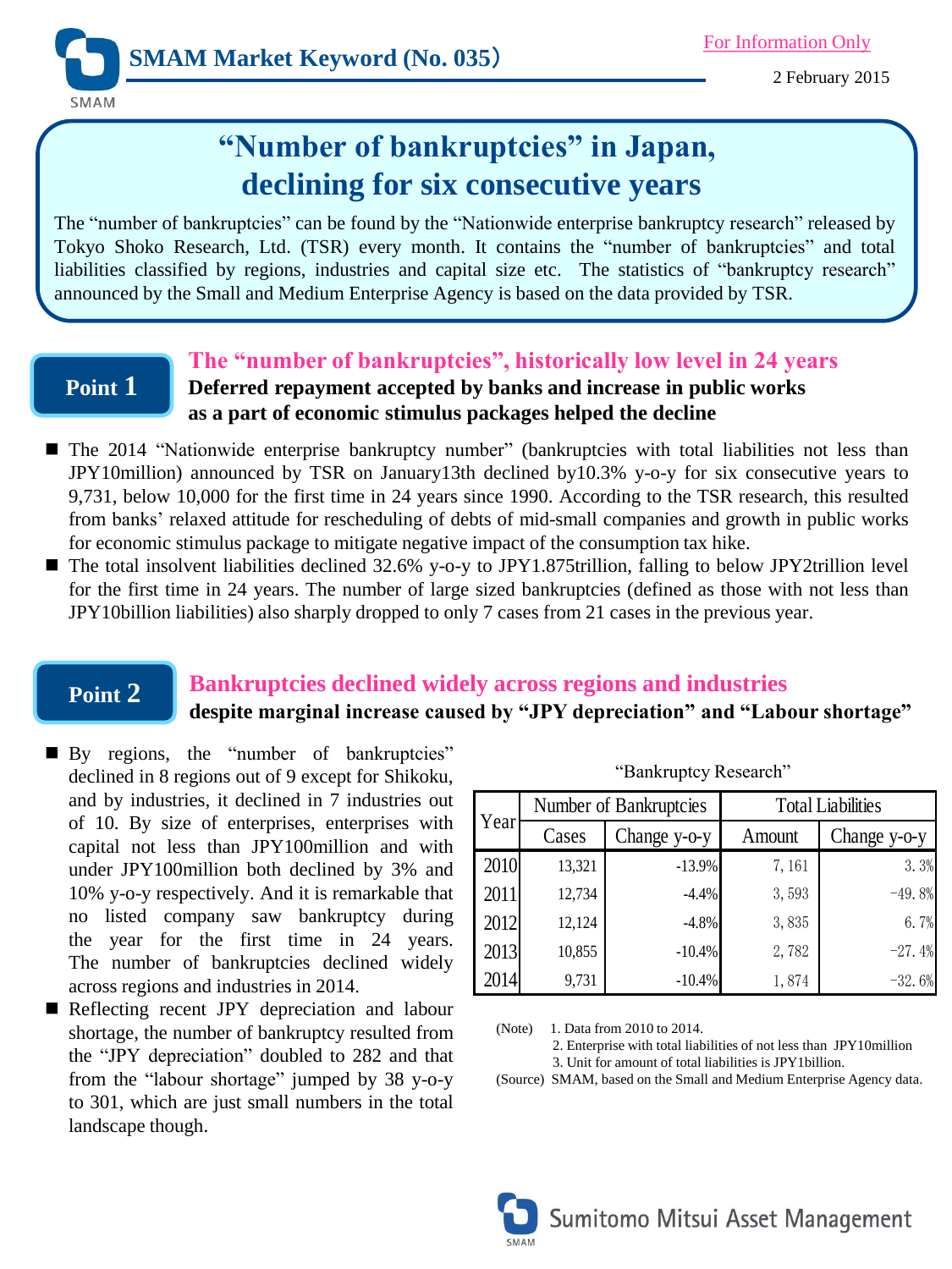SMAM Market Keyword (No. 035)

For Information Only

2 February 2015

# "Number of bankruptcies" in Japan, declining for six consecutive years

The "number of bankruptcies" can be found by the "Nationwide enterprise bankruptcy research" released by Tokyo Shoko Research, Ltd. (TSR) every month. It contains the "number of bankruptcies" and total liabilities classified by regions, industries and capital size etc. The statistics of "bankruptcy research" announced by the Small and Medium Enterprise Agency is based on the data provided by TSR.

## Point 1

### The "number of bankruptcies", historically low level in 24 years

**Deferred repayment accepted by banks and increase in public works as a part of economic stimulus packages helped the decline**

- The 2014 "Nationwide enterprise bankruptcy number" (bankruptcies with total liabilities not less than JPY10million) announced by TSR on January13th declined by10.3% y-o-y for six consecutive years to 9,731, below 10,000 for the first time in 24 years since 1990. According to the TSR research, this resulted from banks' relaxed attitude for rescheduling of debts of mid-small companies and growth in public works for economic stimulus package to mitigate negative impact of the consumption tax hike.
- The total insolvent liabilities declined 32.6% y-o-y to JPY1.875trillion, falling to below JPY2trillion level for the first time in 24 years. The number of large sized bankruptcies (defined as those with not less than JPY10billion liabilities) also sharply dropped to only 7 cases from 21 cases in the previous year.

## Point 2

### Bankruptcies declined widely across regions and industries

**despite marginal increase caused by "JPY depreciation" and "Labour shortage"**

- By regions, the "number of bankruptcies" declined in 8 regions out of 9 except for Shikoku, and by industries, it declined in 7 industries out of 10. By size of enterprises, enterprises with capital not less than JPY100million and with under JPY100million both declined by 3% and 10% y-o-y respectively. And it is remarkable that no listed company saw bankruptcy during the year for the first time in 24 years. The number of bankruptcies declined widely across regions and industries in 2014.
- Reflecting recent JPY depreciation and labour shortage, the number of bankruptcy resulted from the "JPY depreciation" doubled to 282 and that from the "labour shortage" jumped by 38 y-o-y to 301, which are just small numbers in the total landscape though.

"Bankruptcy Research"

| Year | Number of Bankruptcies | | Total Liabilities | |
|---|---|---|---|---|
| | Cases | Change y-o-y | Amount | Change y-o-y |
| 2010 | 13,321 | -13.9% | 7, 161 | 3. 3% |
| 2011 | 12,734 | -4.4% | 3, 593 | −49. 8% |
| 2012 | 12,124 | -4.8% | 3, 835 | 6. 7% |
| 2013 | 10,855 | -10.4% | 2, 782 | −27. 4% |
| 2014 | 9,731 | -10.4% | 1, 874 | −32. 6% |

(Note) 1. Data from 2010 to 2014.
2. Enterprise with total liabilities of not less than JPY10million
3. Unit for amount of total liabilities is JPY1billion.

(Source) SMAM, based on the Small and Medium Enterprise Agency data.

Sumitomo Mitsui Asset Management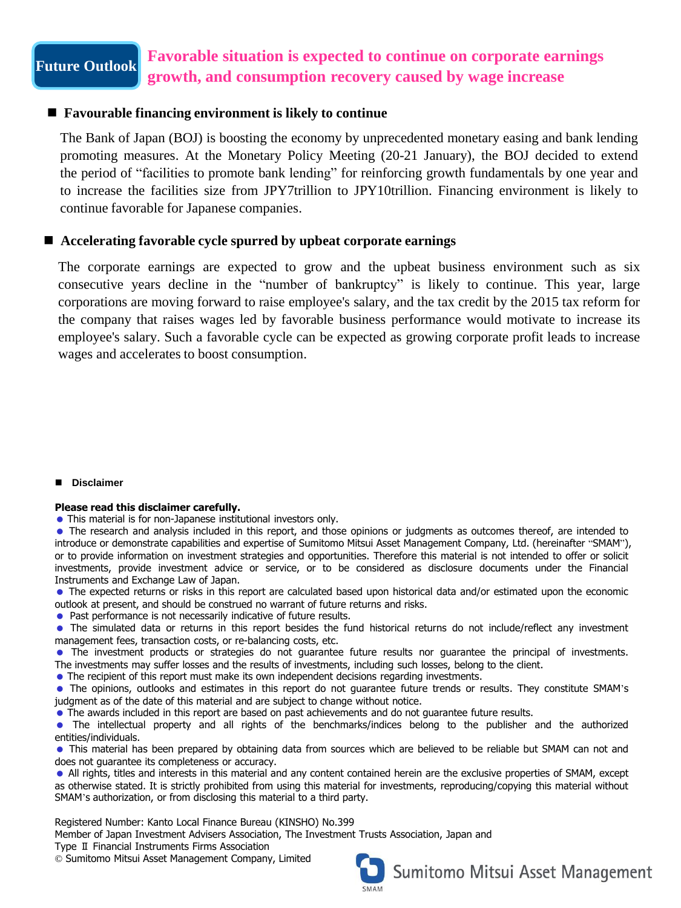**Future Outlook**

## Favorable situation is expected to continue on corporate earnings growth, and consumption recovery caused by wage increase

### ■ Favourable financing environment is likely to continue

The Bank of Japan (BOJ) is boosting the economy by unprecedented monetary easing and bank lending promoting measures. At the Monetary Policy Meeting (20-21 January), the BOJ decided to extend the period of "facilities to promote bank lending" for reinforcing growth fundamentals by one year and to increase the facilities size from JPY7trillion to JPY10trillion. Financing environment is likely to continue favorable for Japanese companies.

### ■ Accelerating favorable cycle spurred by upbeat corporate earnings

The corporate earnings are expected to grow and the upbeat business environment such as six consecutive years decline in the "number of bankruptcy" is likely to continue. This year, large corporations are moving forward to raise employee's salary, and the tax credit by the 2015 tax reform for the company that raises wages led by favorable business performance would motivate to increase its employee's salary. Such a favorable cycle can be expected as growing corporate profit leads to increase wages and accelerates to boost consumption.

### ■ Disclaimer

**Please read this disclaimer carefully.**

- This material is for non-Japanese institutional investors only.
- The research and analysis included in this report, and those opinions or judgments as outcomes thereof, are intended to introduce or demonstrate capabilities and expertise of Sumitomo Mitsui Asset Management Company, Ltd. (hereinafter "SMAM"), or to provide information on investment strategies and opportunities. Therefore this material is not intended to offer or solicit investments, provide investment advice or service, or to be considered as disclosure documents under the Financial Instruments and Exchange Law of Japan.
- The expected returns or risks in this report are calculated based upon historical data and/or estimated upon the economic outlook at present, and should be construed no warrant of future returns and risks.
- Past performance is not necessarily indicative of future results.
- The simulated data or returns in this report besides the fund historical returns do not include/reflect any investment management fees, transaction costs, or re-balancing costs, etc.
- The investment products or strategies do not guarantee future results nor guarantee the principal of investments. The investments may suffer losses and the results of investments, including such losses, belong to the client.
- The recipient of this report must make its own independent decisions regarding investments.
- The opinions, outlooks and estimates in this report do not guarantee future trends or results. They constitute SMAM's judgment as of the date of this material and are subject to change without notice.
- The awards included in this report are based on past achievements and do not guarantee future results.
- The intellectual property and all rights of the benchmarks/indices belong to the publisher and the authorized entities/individuals.
- This material has been prepared by obtaining data from sources which are believed to be reliable but SMAM can not and does not guarantee its completeness or accuracy.
- All rights, titles and interests in this material and any content contained herein are the exclusive properties of SMAM, except as otherwise stated. It is strictly prohibited from using this material for investments, reproducing/copying this material without SMAM's authorization, or from disclosing this material to a third party.

Registered Number: Kanto Local Finance Bureau (KINSHO) No.399
Member of Japan Investment Advisers Association, The Investment Trusts Association, Japan and Type Ⅱ Financial Instruments Firms Association
© Sumitomo Mitsui Asset Management Company, Limited

Sumitomo Mitsui Asset Management